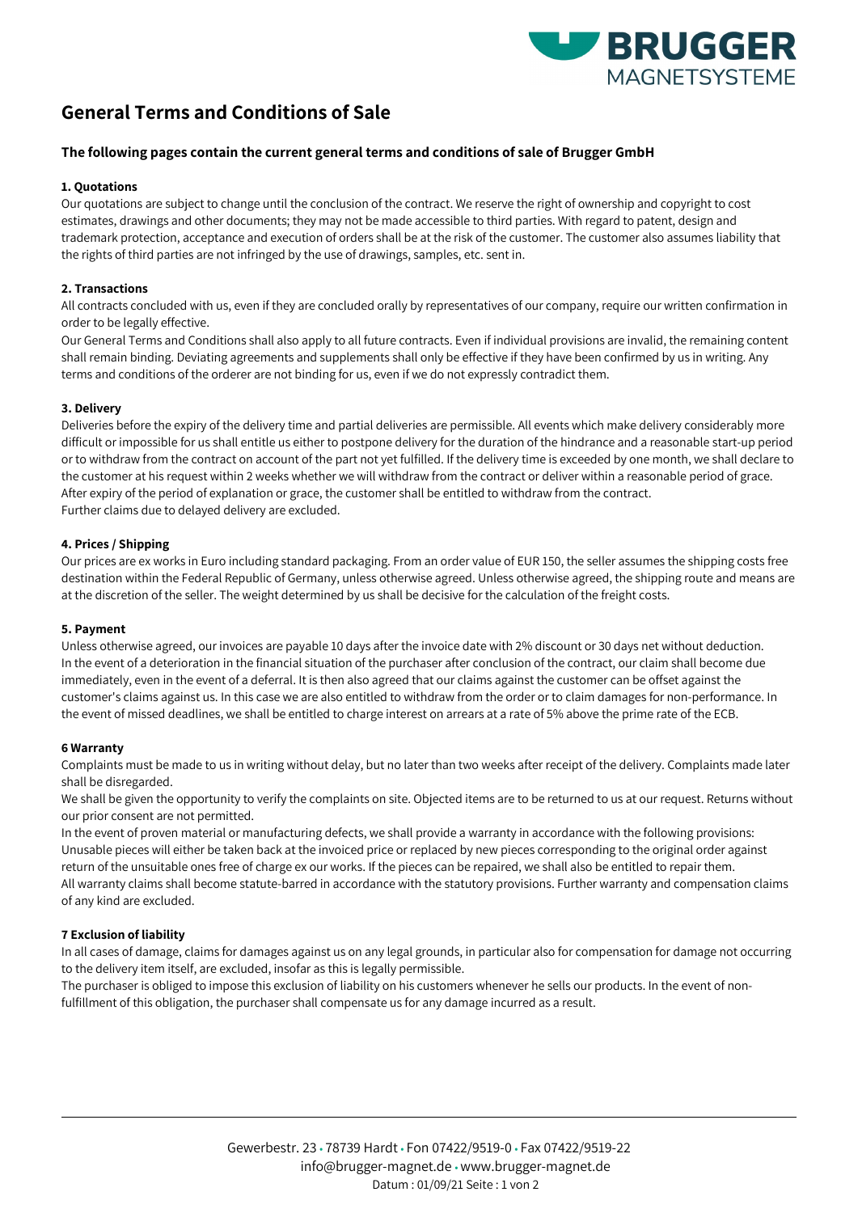# General Terms and Conditions of Sale

## The following pages contain the current general terms and conditions of sale of Brugger GmbH

### 1. Quotations

Our quotations are subject to change until the conclusion of the contract. We reserve the right of ownership and copyright to cost estimates, drawings and other documents; they may not be made accessible to third parties. With regard to patent, design and trademark protection, acceptance and execution of orders shall be at the risk of the customer. The customer also assumes liability that the rights of third parties are not infringed by the use of drawings, samples, etc. sent in.

### 2. Transactions

All contracts concluded with us, even if they are concluded orally by representatives of our company, require our written confirmation in order to be legally effective.

Our General Terms and Conditions shall also apply to all future contracts. Even if individual provisions are invalid, the remaining content shall remain binding. Deviating agreements and supplements shall only be effective if they have been confirmed by us in writing. Any terms and conditions of the orderer are not binding for us, even if we do not expressly contradict them.

### 3. Delivery

Deliveries before the expiry of the delivery time and partial deliveries are permissible. All events which make delivery considerably more difficult or impossible for us shall entitle us either to postpone delivery for the duration of the hindrance and a reasonable start-up period or to withdraw from the contract on account of the part not yet fulfilled. If the delivery time is exceeded by one month, we shall declare to the customer at his request within 2 weeks whether we will withdraw from the contract or deliver within a reasonable period of grace. After expiry of the period of explanation or grace, the customer shall be entitled to withdraw from the contract.

Further claims due to delayed delivery are excluded.

### 4. Prices / Shipping

Our prices are ex works in Euro including standard packaging. From an order value of EUR 150, the seller assumes the shipping costs free destination within the Federal Republic of Germany, unless otherwise agreed. Unless otherwise agreed, the shipping route and means are at the discretion of the seller. The weight determined by us shall be decisive for the calculation of the freight costs.

### 5. Payment

Unless otherwise agreed, our invoices are payable 10 days after the invoice date with 2% discount or 30 days net without deduction. In the event of a deterioration in the financial situation of the purchaser after conclusion of the contract, our claim shall become due immediately, even in the event of a deferral. It is then also agreed that our claims against the customer can be offset against the customer's claims against us. In this case we are also entitled to withdraw from the order or to claim damages for non-performance. In the event of missed deadlines, we shall be entitled to charge interest on arrears at a rate of 5% above the prime rate of the ECB.

### 6 Warranty

Complaints must be made to us in writing without delay, but no later than two weeks after receipt of the delivery. Complaints made later shall be disregarded.

We shall be given the opportunity to verify the complaints on site. Objected items are to be returned to us at our request. Returns without our prior consent are not permitted.

In the event of proven material or manufacturing defects, we shall provide a warranty in accordance with the following provisions: Unusable pieces will either be taken back at the invoiced price or replaced by new pieces corresponding to the original order against return of the unsuitable ones free of charge ex our works. If the pieces can be repaired, we shall also be entitled to repair them. All warranty claims shall become statute-barred in accordance with the statutory provisions. Further warranty and compensation claims of any kind are excluded.

### 7 Exclusion of liability

In all cases of damage, claims for damages against us on any legal grounds, in particular also for compensation for damage not occurring to the delivery item itself, are excluded, insofar as this is legally permissible.

The purchaser is obliged to impose this exclusion of liability on his customers whenever he sells our products. In the event of non-fulfillment of this obligation, the purchaser shall compensate us for any damage incurred as a result.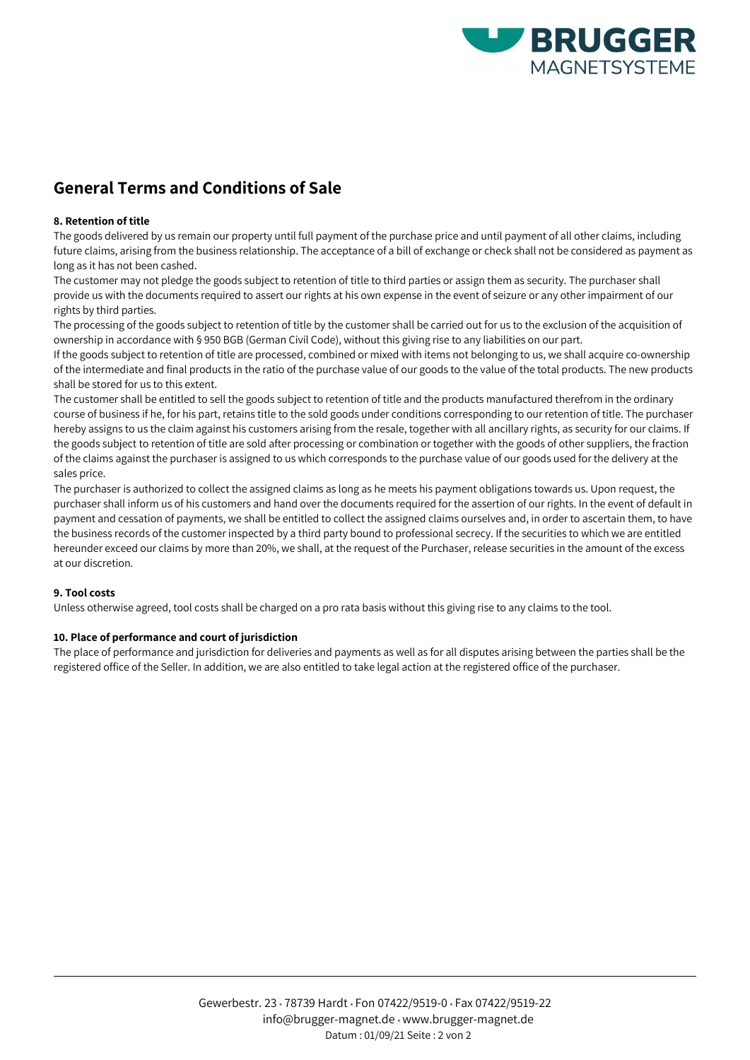## General Terms and Conditions of Sale

**8. Retention of title**

The goods delivered by us remain our property until full payment of the purchase price and until payment of all other claims, including future claims, arising from the business relationship. The acceptance of a bill of exchange or check shall not be considered as payment as long as it has not been cashed.

The customer may not pledge the goods subject to retention of title to third parties or assign them as security. The purchaser shall provide us with the documents required to assert our rights at his own expense in the event of seizure or any other impairment of our rights by third parties.

The processing of the goods subject to retention of title by the customer shall be carried out for us to the exclusion of the acquisition of ownership in accordance with § 950 BGB (German Civil Code), without this giving rise to any liabilities on our part.

If the goods subject to retention of title are processed, combined or mixed with items not belonging to us, we shall acquire co-ownership of the intermediate and final products in the ratio of the purchase value of our goods to the value of the total products. The new products shall be stored for us to this extent.

The customer shall be entitled to sell the goods subject to retention of title and the products manufactured therefrom in the ordinary course of business if he, for his part, retains title to the sold goods under conditions corresponding to our retention of title. The purchaser hereby assigns to us the claim against his customers arising from the resale, together with all ancillary rights, as security for our claims. If the goods subject to retention of title are sold after processing or combination or together with the goods of other suppliers, the fraction of the claims against the purchaser is assigned to us which corresponds to the purchase value of our goods used for the delivery at the sales price.

The purchaser is authorized to collect the assigned claims as long as he meets his payment obligations towards us. Upon request, the purchaser shall inform us of his customers and hand over the documents required for the assertion of our rights. In the event of default in payment and cessation of payments, we shall be entitled to collect the assigned claims ourselves and, in order to ascertain them, to have the business records of the customer inspected by a third party bound to professional secrecy. If the securities to which we are entitled hereunder exceed our claims by more than 20%, we shall, at the request of the Purchaser, release securities in the amount of the excess at our discretion.

**9. Tool costs**

Unless otherwise agreed, tool costs shall be charged on a pro rata basis without this giving rise to any claims to the tool.

**10. Place of performance and court of jurisdiction**

The place of performance and jurisdiction for deliveries and payments as well as for all disputes arising between the parties shall be the registered office of the Seller. In addition, we are also entitled to take legal action at the registered office of the purchaser.